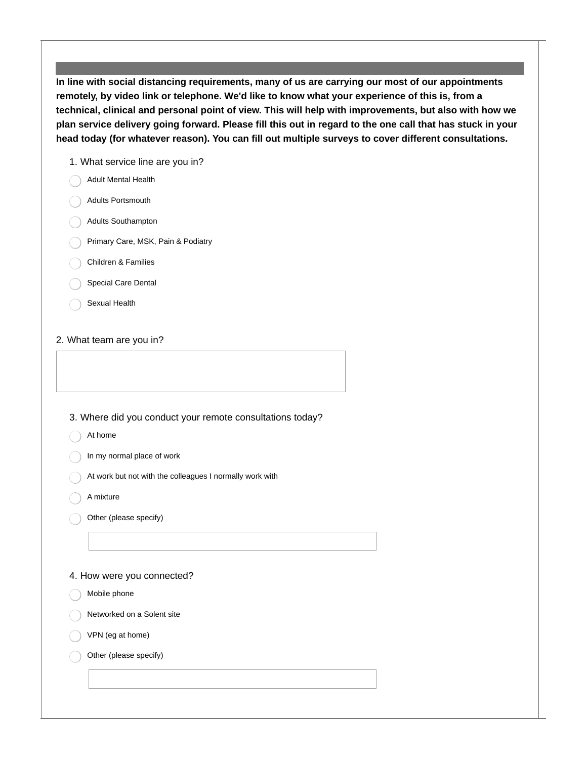**In line with social distancing requirements, many of us are carrying our most of our appointments remotely, by video link or telephone. We'd like to know what your experience of this is, from a technical, clinical and personal point of view. This will help with improvements, but also with how we plan service delivery going forward. Please fill this out in regard to the one call that has stuck in your head today (for whatever reason). You can fill out multiple surveys to cover different consultations.**

1. What service line are you in?

- Adult Mental Health
- Adults Portsmouth
- Adults Southampton
- Primary Care, MSK, Pain & Podiatry
- Children & Families
- Special Care Dental
- Sexual Health

2. What team are you in?

3. Where did you conduct your remote consultations today?

- At home
- In my normal place of work
- At work but not with the colleagues I normally work with
- A mixture
- Other (please specify)

4. How were you connected?

- Mobile phone
- Networked on a Solent site
- VPN (eg at home)
- Other (please specify)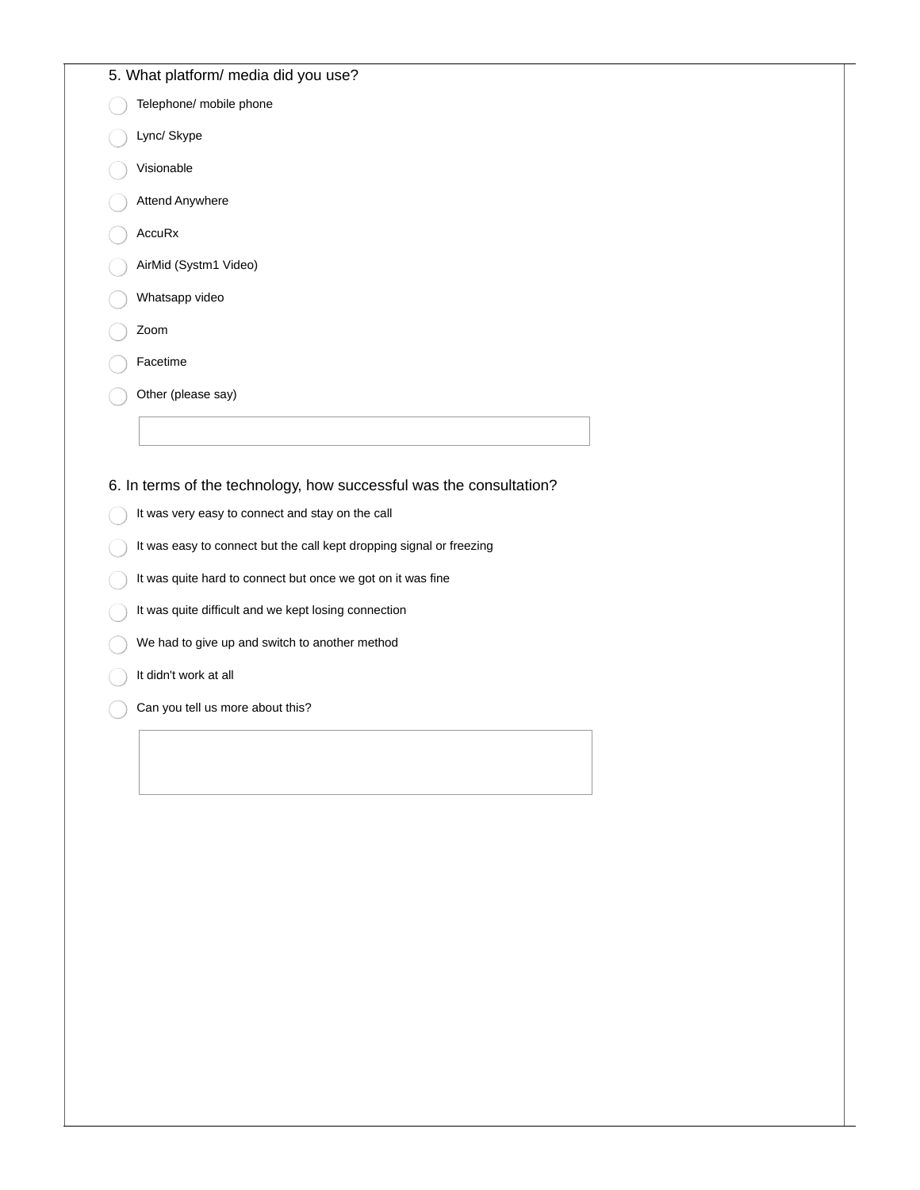5. What platform/ media did you use?

- ◯ Telephone/ mobile phone
- ◯ Lync/ Skype
- ◯ Visionable
- ◯ Attend Anywhere
- ◯ AccuRx
- ◯ AirMid (Systm1 Video)
- ◯ Whatsapp video
- ◯ Zoom
- ◯ Facetime
- ◯ Other (please say)

[ ]

6. In terms of the technology, how successful was the consultation?

- ◯ It was very easy to connect and stay on the call
- ◯ It was easy to connect but the call kept dropping signal or freezing
- ◯ It was quite hard to connect but once we got on it was fine
- ◯ It was quite difficult and we kept losing connection
- ◯ We had to give up and switch to another method
- ◯ It didn't work at all
- ◯ Can you tell us more about this?

[ ]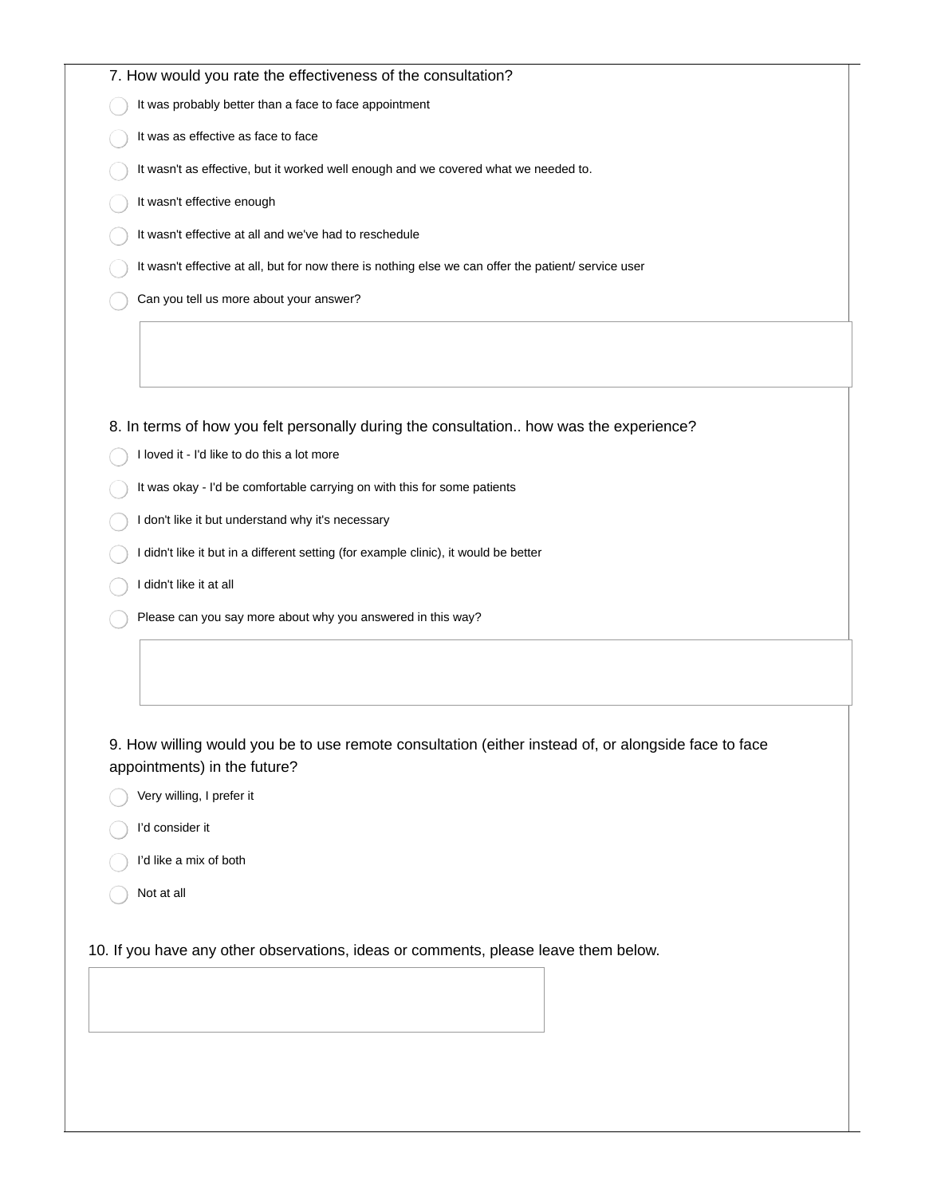7. How would you rate the effectiveness of the consultation?

- ◯ It was probably better than a face to face appointment
- ◯ It was as effective as face to face
- ◯ It wasn't as effective, but it worked well enough and we covered what we needed to.
- ◯ It wasn't effective enough
- ◯ It wasn't effective at all and we've had to reschedule
- ◯ It wasn't effective at all, but for now there is nothing else we can offer the patient/ service user
- ◯ Can you tell us more about your answer?

8. In terms of how you felt personally during the consultation.. how was the experience?

- ◯ I loved it - I'd like to do this a lot more
- ◯ It was okay - I'd be comfortable carrying on with this for some patients
- ◯ I don't like it but understand why it's necessary
- ◯ I didn't like it but in a different setting (for example clinic), it would be better
- ◯ I didn't like it at all
- ◯ Please can you say more about why you answered in this way?

9. How willing would you be to use remote consultation (either instead of, or alongside face to face appointments) in the future?

- ◯ Very willing, I prefer it
- ◯ I'd consider it
- ◯ I'd like a mix of both
- ◯ Not at all

10. If you have any other observations, ideas or comments, please leave them below.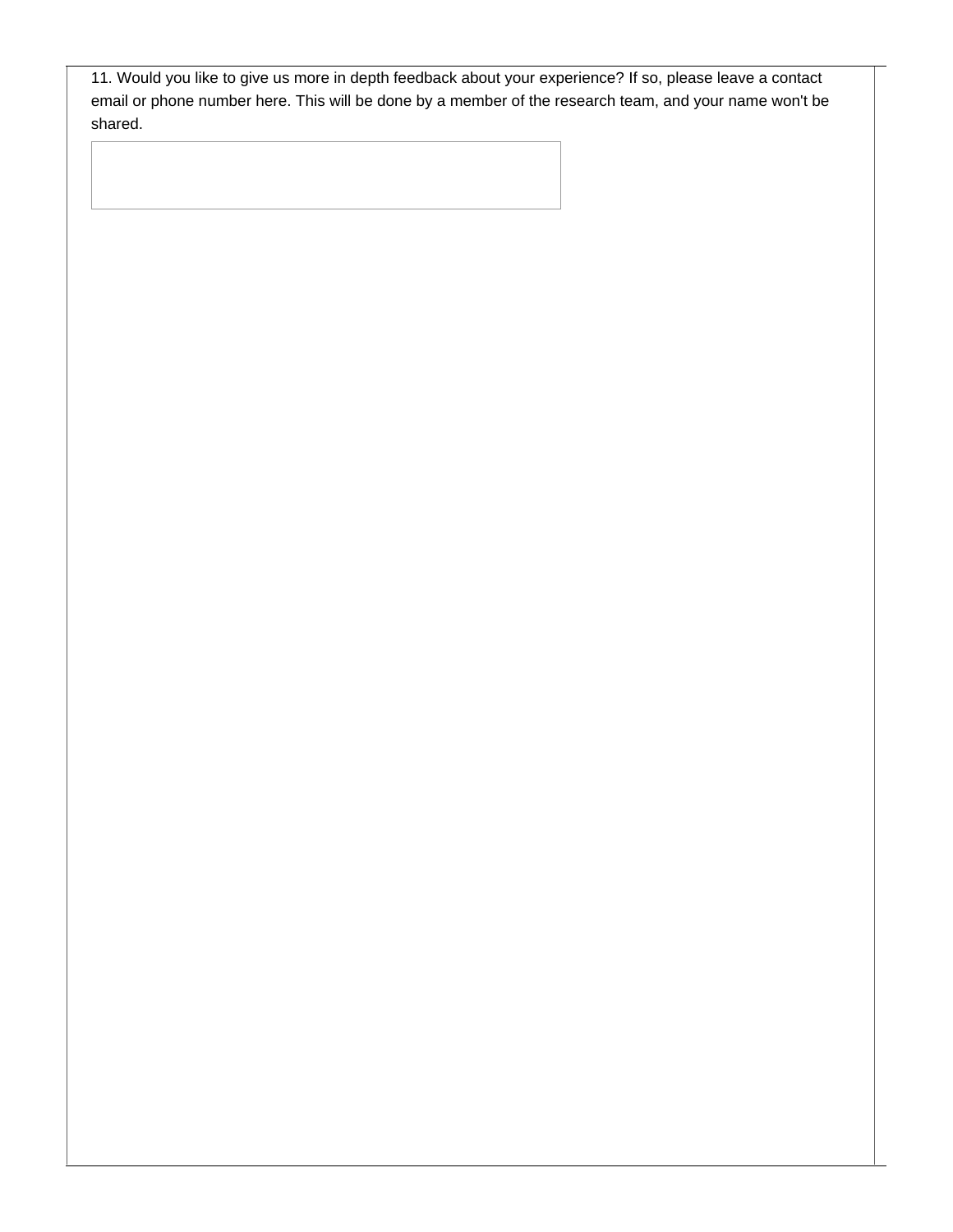11. Would you like to give us more in depth feedback about your experience? If so, please leave a contact email or phone number here. This will be done by a member of the research team, and your name won't be shared.